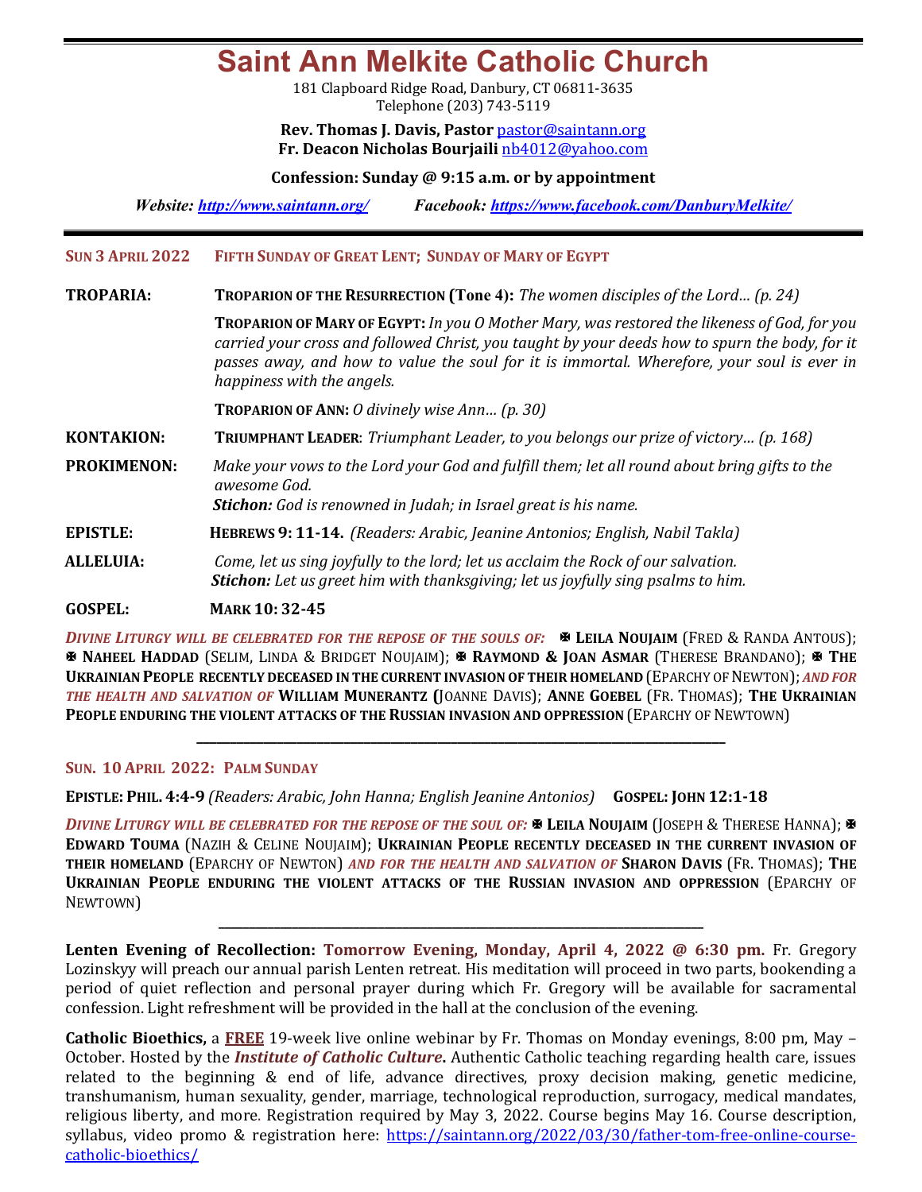# Saint Ann Melkite Catholic Church

181 Clapboard Ridge Road, Danbury, CT 06811-3635
Telephone (203) 743-5119

**Rev. Thomas J. Davis, Pastor** pastor@saintann.org
**Fr. Deacon Nicholas Bourjaili** nb4012@yahoo.com

**Confession: Sunday @ 9:15 a.m. or by appointment**

***Website:*** ***http://www.saintann.org/*** ***Facebook:*** ***https://www.facebook.com/DanburyMelkite/***

---

**SUN 3 APRIL 2022** **FIFTH SUNDAY OF GREAT LENT; SUNDAY OF MARY OF EGYPT**

**TROPARIA:** **TROPARION OF THE RESURRECTION (Tone 4):** *The women disciples of the Lord… (p. 24)*

**TROPARION OF MARY OF EGYPT:** *In you O Mother Mary, was restored the likeness of God, for you carried your cross and followed Christ, you taught by your deeds how to spurn the body, for it passes away, and how to value the soul for it is immortal. Wherefore, your soul is ever in happiness with the angels.*

**TROPARION OF ANN:** *O divinely wise Ann… (p. 30)*

**KONTAKION:** **TRIUMPHANT LEADER**: *Triumphant Leader, to you belongs our prize of victory… (p. 168)*

**PROKIMENON:** *Make your vows to the Lord your God and fulfill them; let all round about bring gifts to the awesome God.*
***Stichon:*** *God is renowned in Judah; in Israel great is his name.*

**EPISTLE:** **HEBREWS 9: 11-14.** *(Readers: Arabic, Jeanine Antonios; English, Nabil Takla)*

**ALLELUIA:** *Come, let us sing joyfully to the lord; let us acclaim the Rock of our salvation.*
***Stichon:*** *Let us greet him with thanksgiving; let us joyfully sing psalms to him.*

**GOSPEL:** **MARK 10: 32-45**

***DIVINE LITURGY WILL BE CELEBRATED FOR THE REPOSE OF THE SOULS OF:*** ✠ **LEILA NOUJAIM** (FRED & RANDA ANTOUS); ✠ **NAHEEL HADDAD** (SELIM, LINDA & BRIDGET NOUJAIM); ✠ **RAYMOND & JOAN ASMAR** (THERESE BRANDANO); ✠ **THE UKRAINIAN PEOPLE RECENTLY DECEASED IN THE CURRENT INVASION OF THEIR HOMELAND** (EPARCHY OF NEWTON); ***AND FOR THE HEALTH AND SALVATION OF*** **WILLIAM MUNERANTZ** (JOANNE DAVIS); **ANNE GOEBEL** (FR. THOMAS); **THE UKRAINIAN PEOPLE ENDURING THE VIOLENT ATTACKS OF THE RUSSIAN INVASION AND OPPRESSION** (EPARCHY OF NEWTOWN)

---

**SUN. 10 APRIL 2022: PALM SUNDAY**

**EPISTLE: PHIL. 4:4-9** *(Readers: Arabic, John Hanna; English Jeanine Antonios)* **GOSPEL: JOHN 12:1-18**

***DIVINE LITURGY WILL BE CELEBRATED FOR THE REPOSE OF THE SOUL OF:*** ✠ **LEILA NOUJAIM** (JOSEPH & THERESE HANNA); ✠ **EDWARD TOUMA** (NAZIH & CELINE NOUJAIM); **UKRAINIAN PEOPLE RECENTLY DECEASED IN THE CURRENT INVASION OF THEIR HOMELAND** (EPARCHY OF NEWTON) ***AND FOR THE HEALTH AND SALVATION OF*** **SHARON DAVIS** (FR. THOMAS); **THE UKRAINIAN PEOPLE ENDURING THE VIOLENT ATTACKS OF THE RUSSIAN INVASION AND OPPRESSION** (EPARCHY OF NEWTOWN)

---

**Lenten Evening of Recollection: Tomorrow Evening, Monday, April 4, 2022 @ 6:30 pm.** Fr. Gregory Lozinskyy will preach our annual parish Lenten retreat. His meditation will proceed in two parts, bookending a period of quiet reflection and personal prayer during which Fr. Gregory will be available for sacramental confession. Light refreshment will be provided in the hall at the conclusion of the evening.

**Catholic Bioethics,** a **FREE** 19-week live online webinar by Fr. Thomas on Monday evenings, 8:00 pm, May – October. Hosted by the ***Institute of Catholic Culture.*** Authentic Catholic teaching regarding health care, issues related to the beginning & end of life, advance directives, proxy decision making, genetic medicine, transhumanism, human sexuality, gender, marriage, technological reproduction, surrogacy, medical mandates, religious liberty, and more. Registration required by May 3, 2022. Course begins May 16. Course description, syllabus, video promo & registration here: https://saintann.org/2022/03/30/father-tom-free-online-course-catholic-bioethics/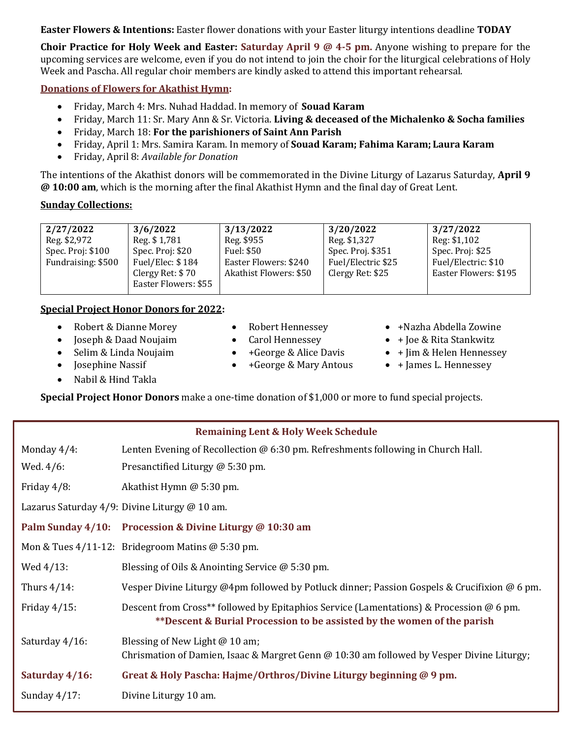**Easter Flowers & Intentions:** Easter flower donations with your Easter liturgy intentions deadline **TODAY**

**Choir Practice for Holy Week and Easter: Saturday April 9 @ 4-5 pm.** Anyone wishing to prepare for the upcoming services are welcome, even if you do not intend to join the choir for the liturgical celebrations of Holy Week and Pascha. All regular choir members are kindly asked to attend this important rehearsal.

**Donations of Flowers for Akathist Hymn:**

- Friday, March 4: Mrs. Nuhad Haddad. In memory of **Souad Karam**
- Friday, March 11: Sr. Mary Ann & Sr. Victoria. **Living & deceased of the Michalenko & Socha families**
- Friday, March 18: **For the parishioners of Saint Ann Parish**
- Friday, April 1: Mrs. Samira Karam. In memory of **Souad Karam; Fahima Karam; Laura Karam**
- Friday, April 8: *Available for Donation*

The intentions of the Akathist donors will be commemorated in the Divine Liturgy of Lazarus Saturday, **April 9 @ 10:00 am**, which is the morning after the final Akathist Hymn and the final day of Great Lent.

**Sunday Collections:**

| **2/27/2022** | **3/6/2022** | **3/13/2022** | **3/20/2022** | **3/27/2022** |
|---|---|---|---|---|
| Reg. $2,972<br>Spec. Proj: $100<br>Fundraising: $500 | Reg. $ 1,781<br>Spec. Proj: $20<br>Fuel/Elec: $ 184<br>Clergy Ret: $ 70<br>Easter Flowers: $55 | Reg. $955<br>Fuel: $50<br>Easter Flowers: $240<br>Akathist Flowers: $50 | Reg. $1,327<br>Spec. Proj. $351<br>Fuel/Electric $25<br>Clergy Ret: $25 | Reg: $1,102<br>Spec. Proj: $25<br>Fuel/Electric: $10<br>Easter Flowers: $195 |

**Special Project Honor Donors for 2022:**

- Robert & Dianne Morey
- Joseph & Daad Noujaim
- Selim & Linda Noujaim
- Josephine Nassif
- Nabil & Hind Takla
- Robert Hennessey
- Carol Hennessey
- +George & Alice Davis
- +George & Mary Antous
- +Nazha Abdella Zowine
- + Joe & Rita Stankwitz
- + Jim & Helen Hennessey
- + James L. Hennessey

**Special Project Honor Donors** make a one-time donation of $1,000 or more to fund special projects.

**Remaining Lent & Holy Week Schedule**

| | |
|---|---|
| Monday 4/4: | Lenten Evening of Recollection @ 6:30 pm. Refreshments following in Church Hall. |
| Wed. 4/6: | Presanctified Liturgy @ 5:30 pm. |
| Friday 4/8: | Akathist Hymn @ 5:30 pm. |
| Lazarus Saturday 4/9: | Divine Liturgy @ 10 am. |
| **Palm Sunday 4/10:** | **Procession & Divine Liturgy @ 10:30 am** |
| Mon & Tues 4/11-12: | Bridegroom Matins @ 5:30 pm. |
| Wed 4/13: | Blessing of Oils & Anointing Service @ 5:30 pm. |
| Thurs 4/14: | Vesper Divine Liturgy @4pm followed by Potluck dinner; Passion Gospels & Crucifixion @ 6 pm. |
| Friday 4/15: | Descent from Cross** followed by Epitaphios Service (Lamentations) & Procession @ 6 pm.<br>**\*\*Descent & Burial Procession to be assisted by the women of the parish** |
| Saturday 4/16: | Blessing of New Light @ 10 am;<br>Chrismation of Damien, Isaac & Margret Genn @ 10:30 am followed by Vesper Divine Liturgy; |
| **Saturday 4/16:** | **Great & Holy Pascha: Hajme/Orthros/Divine Liturgy beginning @ 9 pm.** |
| Sunday 4/17: | Divine Liturgy 10 am. |